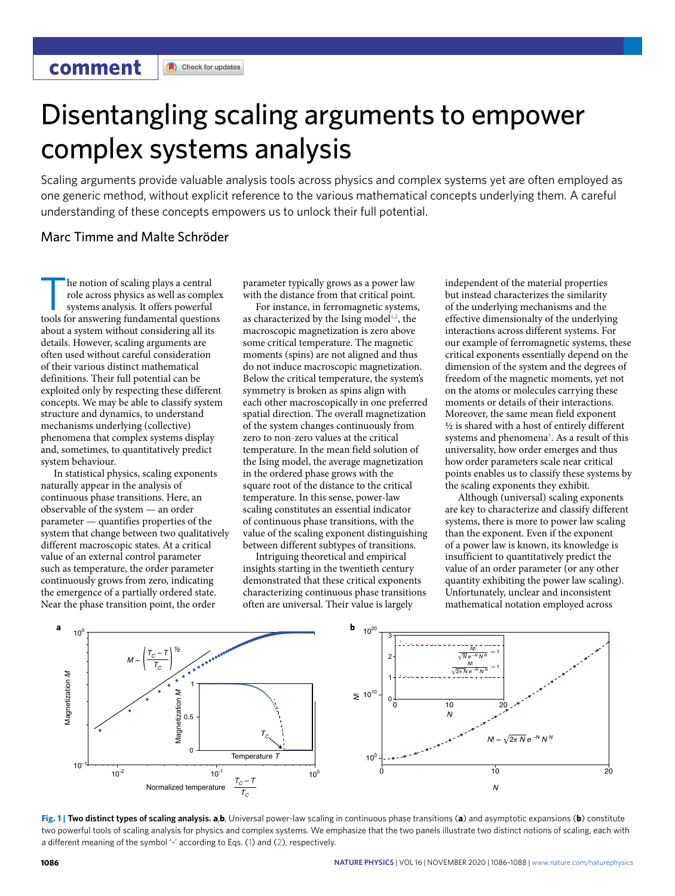comment

# Disentangling scaling arguments to empower complex systems analysis

Scaling arguments provide valuable analysis tools across physics and complex systems yet are often employed as one generic method, without explicit reference to the various mathematical concepts underlying them. A careful understanding of these concepts empowers us to unlock their full potential.

Marc Timme and Malte Schröder

The notion of scaling plays a central role across physics as well as complex systems analysis. It offers powerful tools for answering fundamental questions about a system without considering all its details. However, scaling arguments are often used without careful consideration of their various distinct mathematical definitions. Their full potential can be exploited only by respecting these different concepts. We may be able to classify system structure and dynamics, to understand mechanisms underlying (collective) phenomena that complex systems display and, sometimes, to quantitatively predict system behaviour.

In statistical physics, scaling exponents naturally appear in the analysis of continuous phase transitions. Here, an observable of the system — an order parameter — quantifies properties of the system that change between two qualitatively different macroscopic states. At a critical value of an external control parameter such as temperature, the order parameter continuously grows from zero, indicating the emergence of a partially ordered state. Near the phase transition point, the order parameter typically grows as a power law with the distance from that critical point.

For instance, in ferromagnetic systems, as characterized by the Ising model[1,2], the macroscopic magnetization is zero above some critical temperature. The magnetic moments (spins) are not aligned and thus do not induce macroscopic magnetization. Below the critical temperature, the system's symmetry is broken as spins align with each other macroscopically in one preferred spatial direction. The overall magnetization of the system changes continuously from zero to non-zero values at the critical temperature. In the mean field solution of the Ising model, the average magnetization in the ordered phase grows with the square root of the distance to the critical temperature. In this sense, power-law scaling constitutes an essential indicator of continuous phase transitions, with the value of the scaling exponent distinguishing between different subtypes of transitions.

Intriguing theoretical and empirical insights starting in the twentieth century demonstrated that these critical exponents characterizing continuous phase transitions often are universal. Their value is largely independent of the material properties but instead characterizes the similarity of the underlying mechanisms and the effective dimensionalty of the underlying interactions across different systems. For our example of ferromagnetic systems, these critical exponents essentially depend on the dimension of the system and the degrees of freedom of the magnetic moments, yet not on the atoms or molecules carrying these moments or details of their interactions. Moreover, the same mean field exponent ½ is shared with a host of entirely different systems and phenomena[3]. As a result of this universality, how order emerges and thus how order parameters scale near critical points enables us to classify these systems by the scaling exponents they exhibit.

Although (universal) scaling exponents are key to characterize and classify different systems, there is more to power law scaling than the exponent. Even if the exponent of a power law is known, its knowledge is insufficient to quantitatively predict the value of an order parameter (or any other quantity exhibiting the power law scaling). Unfortunately, unclear and inconsistent mathematical notation employed across

a

$M \sim \left(\frac{T_C - T}{T_C}\right)^{½}$

Magnetization $M$

$10^0$

$10^{-1}$

$10^{-2}$

$10^{-1}$

$10^0$

Normalized temperature $\frac{T_C - T}{T_C}$

Magnetization $M$

1

0.5

0

$T_C$

Temperature $T$

b

$10^{20}$

$10^{10}$

$10^0$

$N!$

0

10

20

$N$

3

2

1

0

0

10

20

$N$

$\frac{N!}{\sqrt{N}\, e^{-N} N^N} \to 1$

$\frac{N!}{\sqrt{2\pi N}\, e^{-N} N^N} \to 1$

$N! \sim \sqrt{2\pi N}\, e^{-N} N^N$

**Fig. 1 | Two distinct types of scaling analysis. a,b**, Universal power-law scaling in continuous phase transitions (**a**) and asymptotic expansions (**b**) constitute two powerful tools of scaling analysis for physics and complex systems. We emphasize that the two panels illustrate two distinct notions of scaling, each with a different meaning of the symbol '~' according to Eqs. (1) and (2), respectively.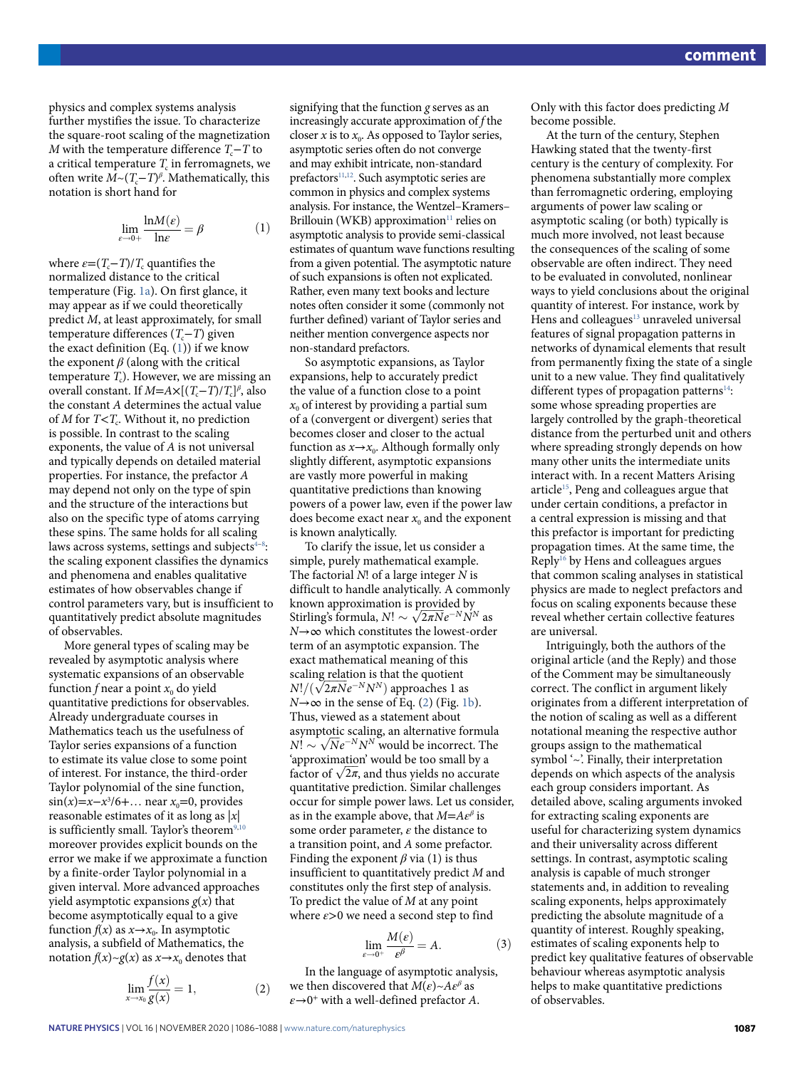physics and complex systems analysis further mystifies the issue. To characterize the square-root scaling of the magnetization $M$ with the temperature difference $T_c-T$ to a critical temperature $T_c$ in ferromagnets, we often write $M{\sim}(T_c-T)^\beta$. Mathematically, this notation is short hand for

$$\lim_{\varepsilon\to 0+}\frac{\ln M(\varepsilon)}{\ln\varepsilon}=\beta \qquad (1)$$

where $\varepsilon=(T_c-T)/T_c$ quantifies the normalized distance to the critical temperature (Fig. 1a). On first glance, it may appear as if we could theoretically predict $M$, at least approximately, for small temperature differences ($T_c-T$) given the exact definition (Eq. (1)) if we know the exponent $\beta$ (along with the critical temperature $T_c$). However, we are missing an overall constant. If $M=A\times[(T_c-T)/T_c]^\beta$, also the constant $A$ determines the actual value of $M$ for $T<T_c$. Without it, no prediction is possible. In contrast to the scaling exponents, the value of $A$ is not universal and typically depends on detailed material properties. For instance, the prefactor $A$ may depend not only on the type of spin and the structure of the interactions but also on the specific type of atoms carrying these spins. The same holds for all scaling laws across systems, settings and subjects[4–8]: the scaling exponent classifies the dynamics and phenomena and enables qualitative estimates of how observables change if control parameters vary, but is insufficient to quantitatively predict absolute magnitudes of observables.

More general types of scaling may be revealed by asymptotic analysis where systematic expansions of an observable function $f$ near a point $x_0$ do yield quantitative predictions for observables. Already undergraduate courses in Mathematics teach us the usefulness of Taylor series expansions of a function to estimate its value close to some point of interest. For instance, the third-order Taylor polynomial of the sine function, $\sin(x)=x-x^3/6+\ldots$ near $x_0=0$, provides reasonable estimates of it as long as $|x|$ is sufficiently small. Taylor's theorem[9,10] moreover provides explicit bounds on the error we make if we approximate a function by a finite-order Taylor polynomial in a given interval. More advanced approaches yield asymptotic expansions $g(x)$ that become asymptotically equal to a give function $f(x)$ as $x\to x_0$. In asymptotic analysis, a subfield of Mathematics, the notation $f(x){\sim}g(x)$ as $x\to x_0$ denotes that

$$\lim_{x\to x_0}\frac{f(x)}{g(x)}=1, \qquad (2)$$

signifying that the function $g$ serves as an increasingly accurate approximation of $f$ the closer $x$ is to $x_0$. As opposed to Taylor series, asymptotic series often do not converge and may exhibit intricate, non-standard prefactors[11,12]. Such asymptotic series are common in physics and complex systems analysis. For instance, the Wentzel–Kramers–Brillouin (WKB) approximation[11] relies on asymptotic analysis to provide semi-classical estimates of quantum wave functions resulting from a given potential. The asymptotic nature of such expansions is often not explicated. Rather, even many text books and lecture notes often consider it some (commonly not further defined) variant of Taylor series and neither mention convergence aspects nor non-standard prefactors.

So asymptotic expansions, as Taylor expansions, help to accurately predict the value of a function close to a point $x_0$ of interest by providing a partial sum of a (convergent or divergent) series that becomes closer and closer to the actual function as $x\to x_0$. Although formally only slightly different, asymptotic expansions are vastly more powerful in making quantitative predictions than knowing powers of a power law, even if the power law does become exact near $x_0$ and the exponent is known analytically.

To clarify the issue, let us consider a simple, purely mathematical example. The factorial $N!$ of a large integer $N$ is difficult to handle analytically. A commonly known approximation is provided by Stirling's formula, $N!\sim\sqrt{2\pi N}e^{-N}N^N$ as $N\to\infty$ which constitutes the lowest-order term of an asymptotic expansion. The exact mathematical meaning of this scaling relation is that the quotient $N!/(\sqrt{2\pi N}e^{-N}N^N)$ approaches 1 as $N\to\infty$ in the sense of Eq. (2) (Fig. 1b). Thus, viewed as a statement about asymptotic scaling, an alternative formula $N!\sim\sqrt{N}e^{-N}N^N$ would be incorrect. The 'approximation' would be too small by a factor of $\sqrt{2\pi}$, and thus yields no accurate quantitative prediction. Similar challenges occur for simple power laws. Let us consider, as in the example above, that $M=A\varepsilon^\beta$ is some order parameter, $\varepsilon$ the distance to a transition point, and $A$ some prefactor. Finding the exponent $\beta$ via (1) is thus insufficient to quantitatively predict $M$ and constitutes only the first step of analysis. To predict the value of $M$ at any point where $\varepsilon>0$ we need a second step to find

$$\lim_{\varepsilon\to 0^+}\frac{M(\varepsilon)}{\varepsilon^\beta}=A. \qquad (3)$$

In the language of asymptotic analysis, we then discovered that $M(\varepsilon){\sim}A\varepsilon^\beta$ as $\varepsilon\to 0^+$ with a well-defined prefactor $A$. Only with this factor does predicting $M$ become possible.

At the turn of the century, Stephen Hawking stated that the twenty-first century is the century of complexity. For phenomena substantially more complex than ferromagnetic ordering, employing arguments of power law scaling or asymptotic scaling (or both) typically is much more involved, not least because the consequences of the scaling of some observable are often indirect. They need to be evaluated in convoluted, nonlinear ways to yield conclusions about the original quantity of interest. For instance, work by Hens and colleagues[13] unraveled universal features of signal propagation patterns in networks of dynamical elements that result from permanently fixing the state of a single unit to a new value. They find qualitatively different types of propagation patterns[14]: some whose spreading properties are largely controlled by the graph-theoretical distance from the perturbed unit and others where spreading strongly depends on how many other units the intermediate units interact with. In a recent Matters Arising article[15], Peng and colleagues argue that under certain conditions, a prefactor in a central expression is missing and that this prefactor is important for predicting propagation times. At the same time, the Reply[16] by Hens and colleagues argues that common scaling analyses in statistical physics are made to neglect prefactors and focus on scaling exponents because these reveal whether certain collective features are universal.

Intriguingly, both the authors of the original article (and the Reply) and those of the Comment may be simultaneously correct. The conflict in argument likely originates from a different interpretation of the notion of scaling as well as a different notational meaning the respective author groups assign to the mathematical symbol '~'. Finally, their interpretation depends on which aspects of the analysis each group considers important. As detailed above, scaling arguments invoked for extracting scaling exponents are useful for characterizing system dynamics and their universality across different settings. In contrast, asymptotic scaling analysis is capable of much stronger statements and, in addition to revealing scaling exponents, helps approximately predicting the absolute magnitude of a quantity of interest. Roughly speaking, estimates of scaling exponents help to predict key qualitative features of observable behaviour whereas asymptotic analysis helps to make quantitative predictions of observables.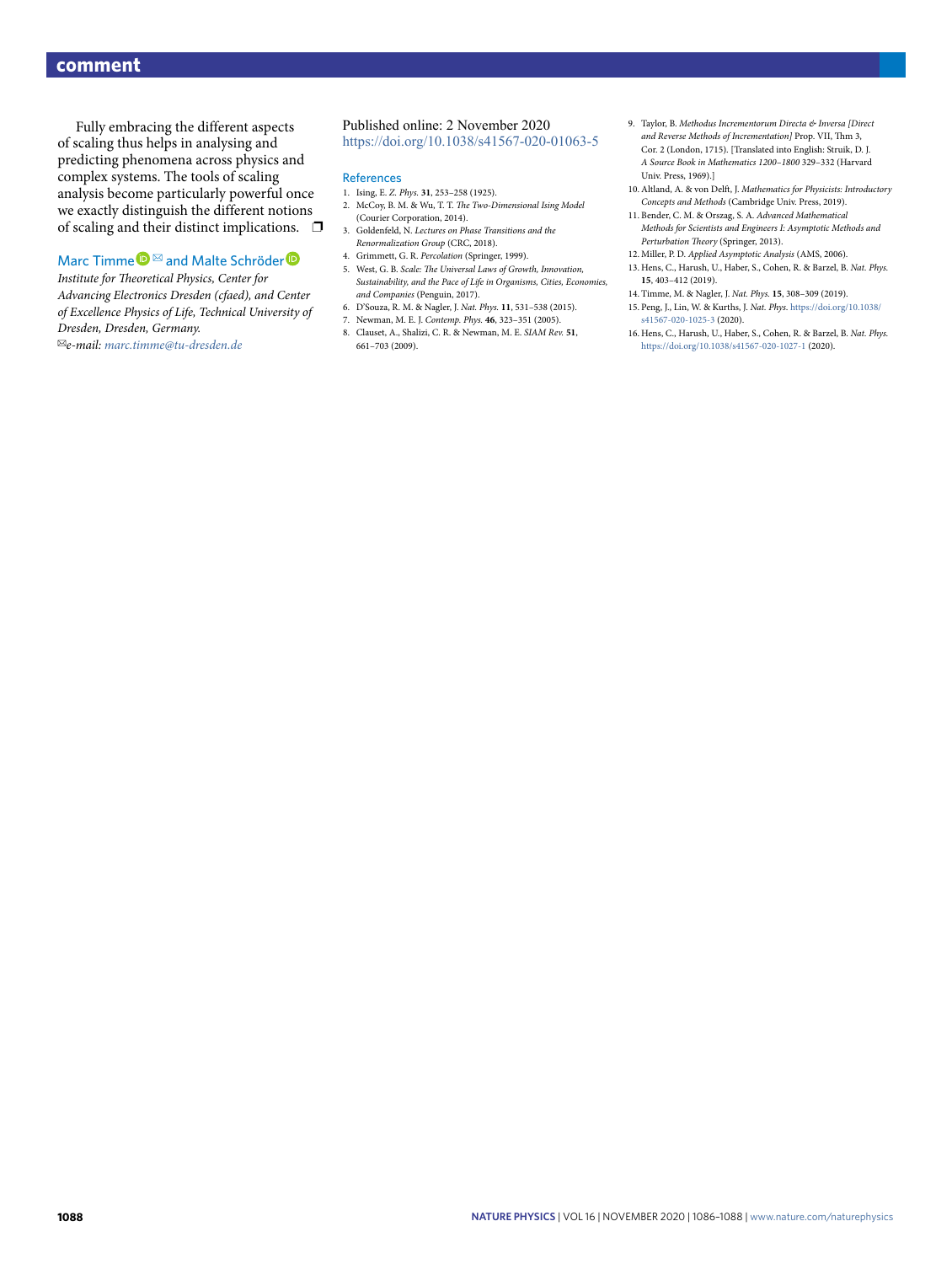Fully embracing the different aspects of scaling thus helps in analysing and predicting phenomena across physics and complex systems. The tools of scaling analysis become particularly powerful once we exactly distinguish the different notions of scaling and their distinct implications. ❐

**Marc Timme ✉ and Malte Schröder**

*Institute for Theoretical Physics, Center for Advancing Electronics Dresden (cfaed), and Center of Excellence Physics of Life, Technical University of Dresden, Dresden, Germany.*

✉*e-mail: marc.timme@tu-dresden.de*

Published online: 2 November 2020
https://doi.org/10.1038/s41567-020-01063-5

## References

1. Ising, E. *Z. Phys.* **31**, 253–258 (1925).
2. McCoy, B. M. & Wu, T. T. *The Two-Dimensional Ising Model* (Courier Corporation, 2014).
3. Goldenfeld, N. *Lectures on Phase Transitions and the Renormalization Group* (CRC, 2018).
4. Grimmett, G. R. *Percolation* (Springer, 1999).
5. West, G. B. *Scale: The Universal Laws of Growth, Innovation, Sustainability, and the Pace of Life in Organisms, Cities, Economies, and Companies* (Penguin, 2017).
6. D'Souza, R. M. & Nagler, J. *Nat. Phys.* **11**, 531–538 (2015).
7. Newman, M. E. J. *Contemp. Phys.* **46**, 323–351 (2005).
8. Clauset, A., Shalizi, C. R. & Newman, M. E. *SIAM Rev.* **51**, 661–703 (2009).
9. Taylor, B. *Methodus Incrementorum Directa & Inversa [Direct and Reverse Methods of Incrementation]* Prop. VII, Thm 3, Cor. 2 (London, 1715). [Translated into English: Struik, D. J. *A Source Book in Mathematics 1200–1800* 329–332 (Harvard Univ. Press, 1969).]
10. Altland, A. & von Delft, J. *Mathematics for Physicists: Introductory Concepts and Methods* (Cambridge Univ. Press, 2019).
11. Bender, C. M. & Orszag, S. A. *Advanced Mathematical Methods for Scientists and Engineers I: Asymptotic Methods and Perturbation Theory* (Springer, 2013).
12. Miller, P. D. *Applied Asymptotic Analysis* (AMS, 2006).
13. Hens, C., Harush, U., Haber, S., Cohen, R. & Barzel, B. *Nat. Phys.* **15**, 403–412 (2019).
14. Timme, M. & Nagler, J. *Nat. Phys.* **15**, 308–309 (2019).
15. Peng, J., Lin, W. & Kurths, J. *Nat. Phys.* https://doi.org/10.1038/s41567-020-1025-3 (2020).
16. Hens, C., Harush, U., Haber, S., Cohen, R. & Barzel, B. *Nat. Phys.* https://doi.org/10.1038/s41567-020-1027-1 (2020).